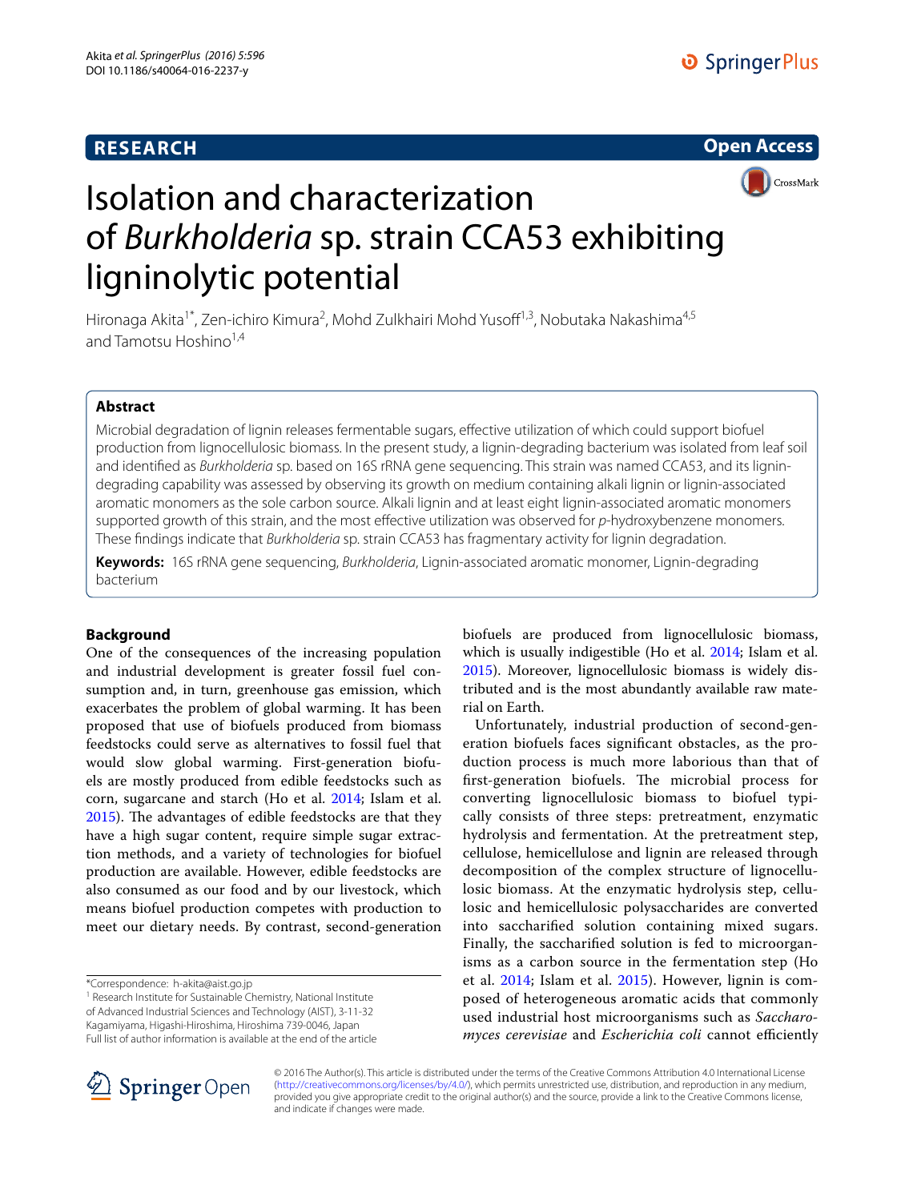# Isolation and characterization of *Burkholderia* sp. strain CCA53 exhibiting ligninolytic potential

Hironaga Akita[1*], Zen-ichiro Kimura[2], Mohd Zulkhairi Mohd Yusoff[1,3], Nobutaka Nakashima[4,5] and Tamotsu Hoshino[1,4]

## Abstract

Microbial degradation of lignin releases fermentable sugars, effective utilization of which could support biofuel production from lignocellulosic biomass. In the present study, a lignin-degrading bacterium was isolated from leaf soil and identified as *Burkholderia* sp. based on 16S rRNA gene sequencing. This strain was named CCA53, and its lignin-degrading capability was assessed by observing its growth on medium containing alkali lignin or lignin-associated aromatic monomers as the sole carbon source. Alkali lignin and at least eight lignin-associated aromatic monomers supported growth of this strain, and the most effective utilization was observed for *p*-hydroxybenzene monomers. These findings indicate that *Burkholderia* sp. strain CCA53 has fragmentary activity for lignin degradation.

**Keywords:** 16S rRNA gene sequencing, *Burkholderia*, Lignin-associated aromatic monomer, Lignin-degrading bacterium

## Background

One of the consequences of the increasing population and industrial development is greater fossil fuel consumption and, in turn, greenhouse gas emission, which exacerbates the problem of global warming. It has been proposed that use of biofuels produced from biomass feedstocks could serve as alternatives to fossil fuel that would slow global warming. First-generation biofuels are mostly produced from edible feedstocks such as corn, sugarcane and starch (Ho et al. 2014; Islam et al. 2015). The advantages of edible feedstocks are that they have a high sugar content, require simple sugar extraction methods, and a variety of technologies for biofuel production are available. However, edible feedstocks are also consumed as our food and by our livestock, which means biofuel production competes with production to meet our dietary needs. By contrast, second-generation biofuels are produced from lignocellulosic biomass, which is usually indigestible (Ho et al. 2014; Islam et al. 2015). Moreover, lignocellulosic biomass is widely distributed and is the most abundantly available raw material on Earth.

Unfortunately, industrial production of second-generation biofuels faces significant obstacles, as the production process is much more laborious than that of first-generation biofuels. The microbial process for converting lignocellulosic biomass to biofuel typically consists of three steps: pretreatment, enzymatic hydrolysis and fermentation. At the pretreatment step, cellulose, hemicellulose and lignin are released through decomposition of the complex structure of lignocellulosic biomass. At the enzymatic hydrolysis step, cellulosic and hemicellulosic polysaccharides are converted into saccharified solution containing mixed sugars. Finally, the saccharified solution is fed to microorganisms as a carbon source in the fermentation step (Ho et al. 2014; Islam et al. 2015). However, lignin is composed of heterogeneous aromatic acids that commonly used industrial host microorganisms such as *Saccharomyces cerevisiae* and *Escherichia coli* cannot efficiently

*Correspondence: h-akita@aist.go.jp
[1] Research Institute for Sustainable Chemistry, National Institute of Advanced Industrial Sciences and Technology (AIST), 3-11-32 Kagamiyama, Higashi-Hiroshima, Hiroshima 739-0046, Japan
Full list of author information is available at the end of the article

© 2016 The Author(s). This article is distributed under the terms of the Creative Commons Attribution 4.0 International License (http://creativecommons.org/licenses/by/4.0/), which permits unrestricted use, distribution, and reproduction in any medium, provided you give appropriate credit to the original author(s) and the source, provide a link to the Creative Commons license, and indicate if changes were made.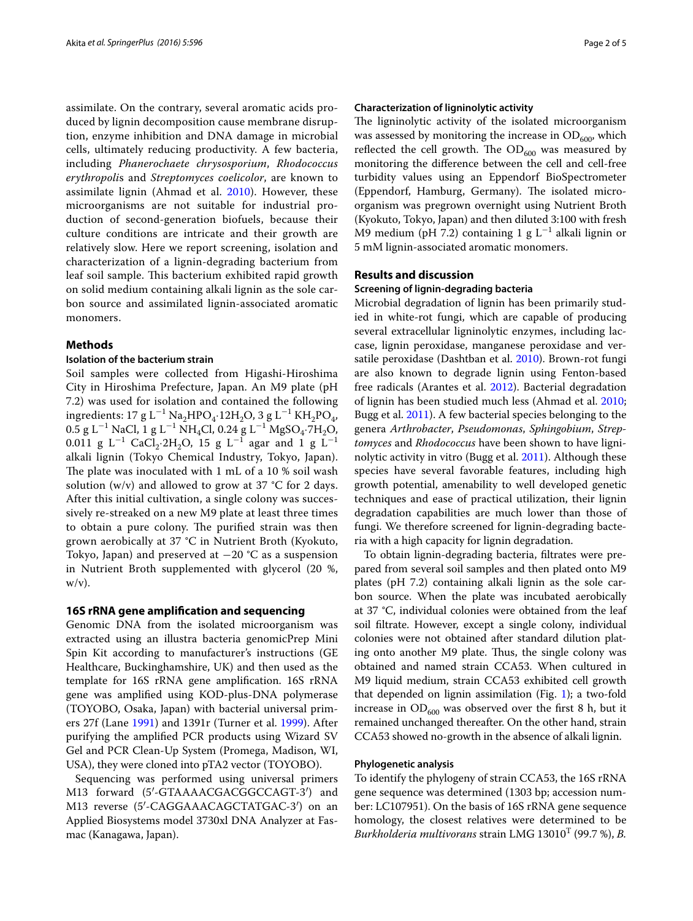assimilate. On the contrary, several aromatic acids produced by lignin decomposition cause membrane disruption, enzyme inhibition and DNA damage in microbial cells, ultimately reducing productivity. A few bacteria, including *Phanerochaete chrysosporium*, *Rhodococcus erythropolis* and *Streptomyces coelicolor*, are known to assimilate lignin (Ahmad et al. 2010). However, these microorganisms are not suitable for industrial production of second-generation biofuels, because their culture conditions are intricate and their growth are relatively slow. Here we report screening, isolation and characterization of a lignin-degrading bacterium from leaf soil sample. This bacterium exhibited rapid growth on solid medium containing alkali lignin as the sole carbon source and assimilated lignin-associated aromatic monomers.

## Methods

### Isolation of the bacterium strain

Soil samples were collected from Higashi-Hiroshima City in Hiroshima Prefecture, Japan. An M9 plate (pH 7.2) was used for isolation and contained the following ingredients: 17 g $L^{-1}$ $Na_2HPO_4 \cdot 12H_2O$, 3 g $L^{-1}$ $KH_2PO_4$, 0.5 g $L^{-1}$ NaCl, 1 g $L^{-1}$ $NH_4Cl$, 0.24 g $L^{-1}$ $MgSO_4 \cdot 7H_2O$, 0.011 g $L^{-1}$ $CaCl_2 \cdot 2H_2O$, 15 g $L^{-1}$ agar and 1 g $L^{-1}$ alkali lignin (Tokyo Chemical Industry, Tokyo, Japan). The plate was inoculated with 1 mL of a 10 % soil wash solution (w/v) and allowed to grow at 37 °C for 2 days. After this initial cultivation, a single colony was successively re-streaked on a new M9 plate at least three times to obtain a pure colony. The purified strain was then grown aerobically at 37 °C in Nutrient Broth (Kyokuto, Tokyo, Japan) and preserved at −20 °C as a suspension in Nutrient Broth supplemented with glycerol (20 %, w/v).

### 16S rRNA gene amplification and sequencing

Genomic DNA from the isolated microorganism was extracted using an illustra bacteria genomicPrep Mini Spin Kit according to manufacturer's instructions (GE Healthcare, Buckinghamshire, UK) and then used as the template for 16S rRNA gene amplification. 16S rRNA gene was amplified using KOD-plus-DNA polymerase (TOYOBO, Osaka, Japan) with bacterial universal primers 27f (Lane 1991) and 1391r (Turner et al. 1999). After purifying the amplified PCR products using Wizard SV Gel and PCR Clean-Up System (Promega, Madison, WI, USA), they were cloned into pTA2 vector (TOYOBO).

Sequencing was performed using universal primers M13 forward (5′-GTAAAACGACGGCCAGT-3′) and M13 reverse (5′-CAGGAAACAGCTATGAC-3′) on an Applied Biosystems model 3730xl DNA Analyzer at Fasmac (Kanagawa, Japan).

### Characterization of ligninolytic activity

The ligninolytic activity of the isolated microorganism was assessed by monitoring the increase in $OD_{600}$, which reflected the cell growth. The $OD_{600}$ was measured by monitoring the difference between the cell and cell-free turbidity values using an Eppendorf BioSpectrometer (Eppendorf, Hamburg, Germany). The isolated microorganism was pregrown overnight using Nutrient Broth (Kyokuto, Tokyo, Japan) and then diluted 3:100 with fresh M9 medium (pH 7.2) containing 1 g $L^{-1}$ alkali lignin or 5 mM lignin-associated aromatic monomers.

## Results and discussion

### Screening of lignin-degrading bacteria

Microbial degradation of lignin has been primarily studied in white-rot fungi, which are capable of producing several extracellular ligninolytic enzymes, including laccase, lignin peroxidase, manganese peroxidase and versatile peroxidase (Dashtban et al. 2010). Brown-rot fungi are also known to degrade lignin using Fenton-based free radicals (Arantes et al. 2012). Bacterial degradation of lignin has been studied much less (Ahmad et al. 2010; Bugg et al. 2011). A few bacterial species belonging to the genera *Arthrobacter*, *Pseudomonas*, *Sphingobium*, *Streptomyces* and *Rhodococcus* have been shown to have ligninolytic activity in vitro (Bugg et al. 2011). Although these species have several favorable features, including high growth potential, amenability to well developed genetic techniques and ease of practical utilization, their lignin degradation capabilities are much lower than those of fungi. We therefore screened for lignin-degrading bacteria with a high capacity for lignin degradation.

To obtain lignin-degrading bacteria, filtrates were prepared from several soil samples and then plated onto M9 plates (pH 7.2) containing alkali lignin as the sole carbon source. When the plate was incubated aerobically at 37 °C, individual colonies were obtained from the leaf soil filtrate. However, except a single colony, individual colonies were not obtained after standard dilution plating onto another M9 plate. Thus, the single colony was obtained and named strain CCA53. When cultured in M9 liquid medium, strain CCA53 exhibited cell growth that depended on lignin assimilation (Fig. 1); a two-fold increase in $OD_{600}$ was observed over the first 8 h, but it remained unchanged thereafter. On the other hand, strain CCA53 showed no-growth in the absence of alkali lignin.

### Phylogenetic analysis

To identify the phylogeny of strain CCA53, the 16S rRNA gene sequence was determined (1303 bp; accession number: LC107951). On the basis of 16S rRNA gene sequence homology, the closest relatives were determined to be *Burkholderia multivorans* strain LMG 13010$^T$ (99.7 %), *B.*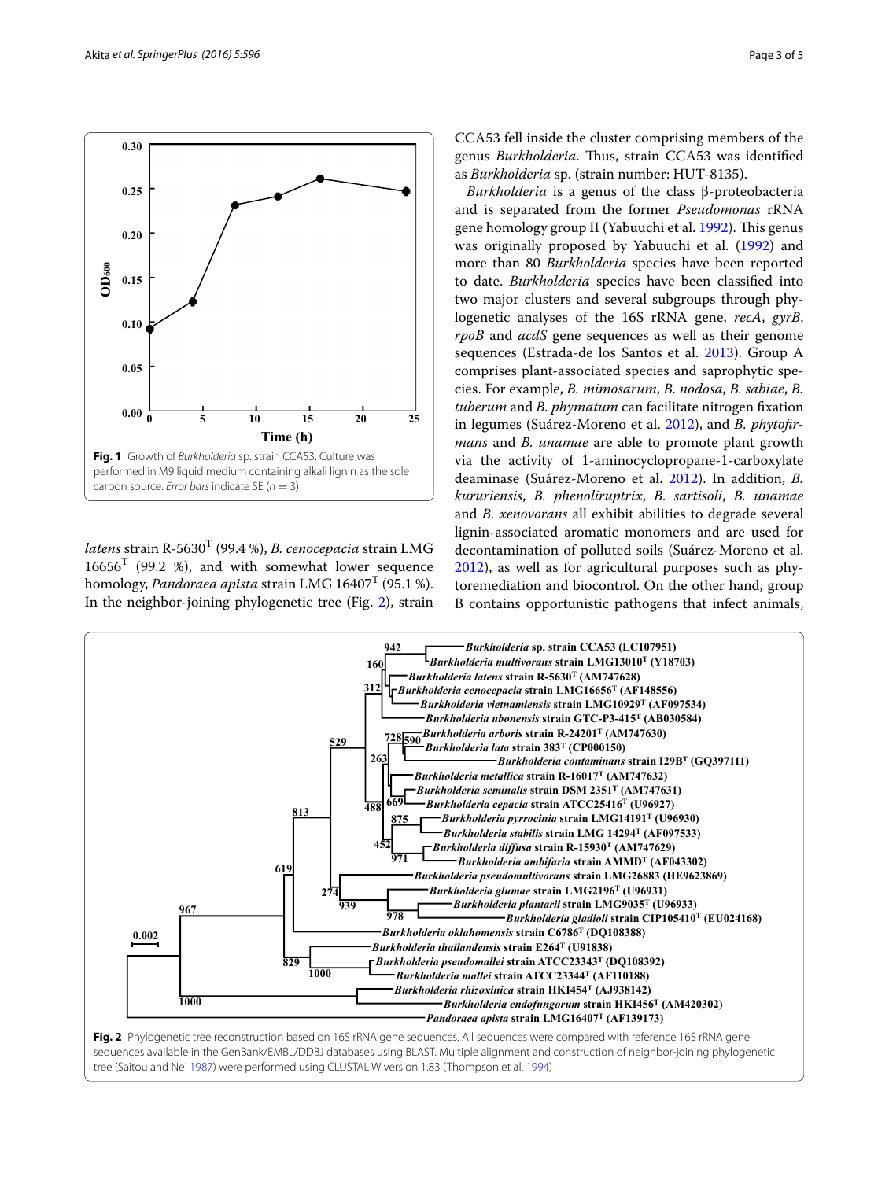Fig. 1 Growth of *Burkholderia* sp. strain CCA53. Culture was performed in M9 liquid medium containing alkali lignin as the sole carbon source. *Error bars* indicate SE ($n = 3$)

*latens* strain R-5630[T] (99.4 %), *B. cenocepacia* strain LMG 16656[T] (99.2 %), and with somewhat lower sequence homology, *Pandoraea apista* strain LMG 16407[T] (95.1 %). In the neighbor-joining phylogenetic tree (Fig. 2), strain CCA53 fell inside the cluster comprising members of the genus *Burkholderia*. Thus, strain CCA53 was identified as *Burkholderia* sp. (strain number: HUT-8135).

*Burkholderia* is a genus of the class β-proteobacteria and is separated from the former *Pseudomonas* rRNA gene homology group II (Yabuuchi et al. 1992). This genus was originally proposed by Yabuuchi et al. (1992) and more than 80 *Burkholderia* species have been reported to date. *Burkholderia* species have been classified into two major clusters and several subgroups through phylogenetic analyses of the 16S rRNA gene, *recA*, *gyrB*, *rpoB* and *acdS* gene sequences as well as their genome sequences (Estrada-de los Santos et al. 2013). Group A comprises plant-associated species and saprophytic species. For example, *B. mimosarum*, *B. nodosa*, *B. sabiae*, *B. tuberum* and *B. phymatum* can facilitate nitrogen fixation in legumes (Suárez-Moreno et al. 2012), and *B. phytofirmans* and *B. unamae* are able to promote plant growth via the activity of 1-aminocyclopropane-1-carboxylate deaminase (Suárez-Moreno et al. 2012). In addition, *B. kururiensis*, *B. phenoliruptrix*, *B. sartisoli*, *B. unamae* and *B. xenovorans* all exhibit abilities to degrade several lignin-associated aromatic monomers and are used for decontamination of polluted soils (Suárez-Moreno et al. 2012), as well as for agricultural purposes such as phytoremediation and biocontrol. On the other hand, group B contains opportunistic pathogens that infect animals,

Fig. 2 Phylogenetic tree reconstruction based on 16S rRNA gene sequences. All sequences were compared with reference 16S rRNA gene sequences available in the GenBank/EMBL/DDBJ databases using BLAST. Multiple alignment and construction of neighbor-joining phylogenetic tree (Saitou and Nei 1987) were performed using CLUSTAL W version 1.83 (Thompson et al. 1994)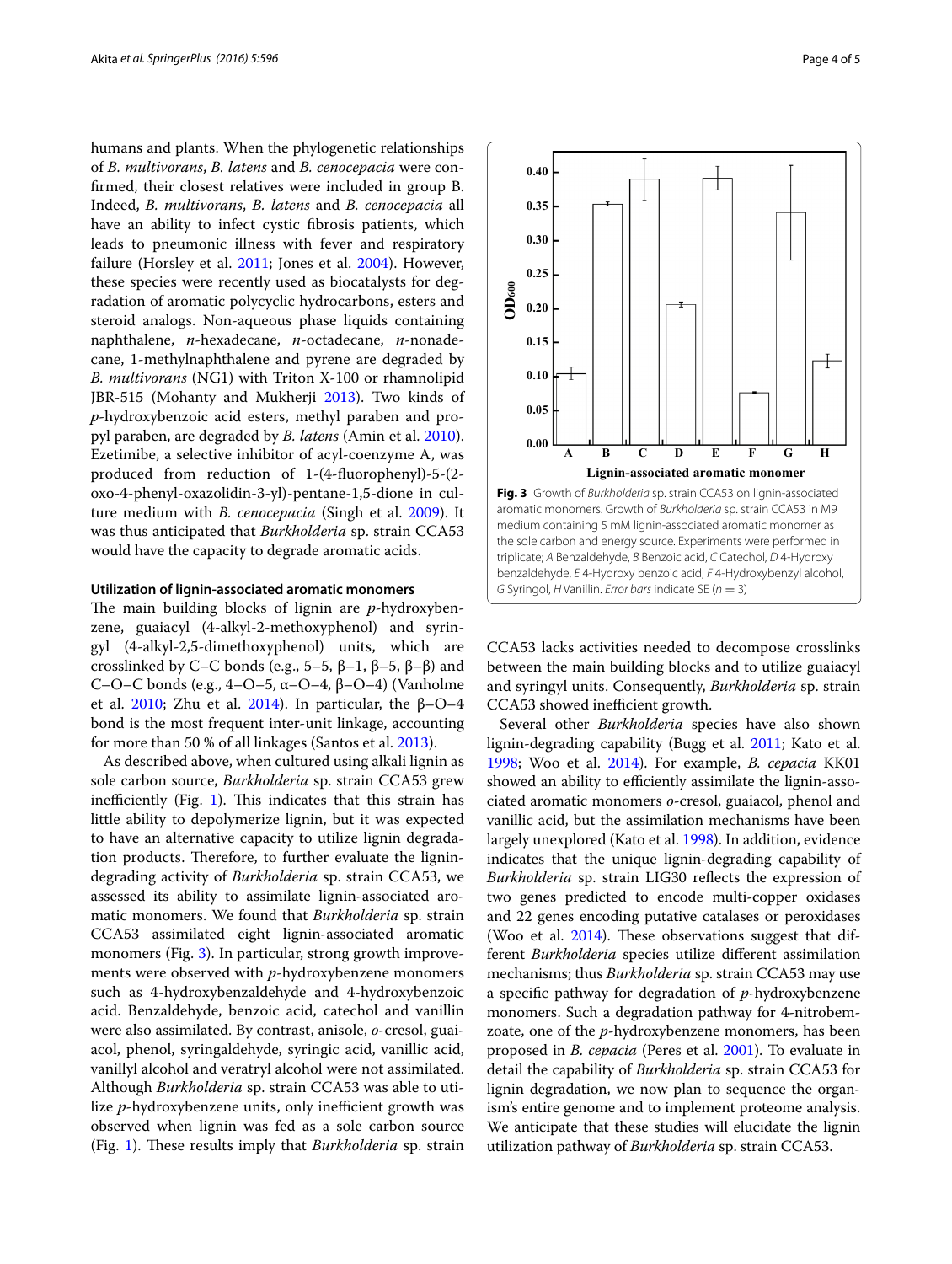humans and plants. When the phylogenetic relationships of *B. multivorans*, *B. latens* and *B. cenocepacia* were confirmed, their closest relatives were included in group B. Indeed, *B. multivorans*, *B. latens* and *B. cenocepacia* all have an ability to infect cystic fibrosis patients, which leads to pneumonic illness with fever and respiratory failure (Horsley et al. 2011; Jones et al. 2004). However, these species were recently used as biocatalysts for degradation of aromatic polycyclic hydrocarbons, esters and steroid analogs. Non-aqueous phase liquids containing naphthalene, *n*-hexadecane, *n*-octadecane, *n*-nonadecane, 1-methylnaphthalene and pyrene are degraded by *B. multivorans* (NG1) with Triton X-100 or rhamnolipid JBR-515 (Mohanty and Mukherji 2013). Two kinds of *p*-hydroxybenzoic acid esters, methyl paraben and propyl paraben, are degraded by *B. latens* (Amin et al. 2010). Ezetimibe, a selective inhibitor of acyl-coenzyme A, was produced from reduction of 1-(4-fluorophenyl)-5-(2-oxo-4-phenyl-oxazolidin-3-yl)-pentane-1,5-dione in culture medium with *B. cenocepacia* (Singh et al. 2009). It was thus anticipated that *Burkholderia* sp. strain CCA53 would have the capacity to degrade aromatic acids.

#### Utilization of lignin-associated aromatic monomers

The main building blocks of lignin are *p*-hydroxybenzene, guaiacyl (4-alkyl-2-methoxyphenol) and syringyl (4-alkyl-2,5-dimethoxyphenol) units, which are crosslinked by C–C bonds (e.g., 5–5, β–1, β–5, β–β) and C–O–C bonds (e.g., 4–O–5, α–O–4, β–O–4) (Vanholme et al. 2010; Zhu et al. 2014). In particular, the β–O–4 bond is the most frequent inter-unit linkage, accounting for more than 50 % of all linkages (Santos et al. 2013).

As described above, when cultured using alkali lignin as sole carbon source, *Burkholderia* sp. strain CCA53 grew inefficiently (Fig. 1). This indicates that this strain has little ability to depolymerize lignin, but it was expected to have an alternative capacity to utilize lignin degradation products. Therefore, to further evaluate the lignin-degrading activity of *Burkholderia* sp. strain CCA53, we assessed its ability to assimilate lignin-associated aromatic monomers. We found that *Burkholderia* sp. strain CCA53 assimilated eight lignin-associated aromatic monomers (Fig. 3). In particular, strong growth improvements were observed with *p*-hydroxybenzene monomers such as 4-hydroxybenzaldehyde and 4-hydroxybenzoic acid. Benzaldehyde, benzoic acid, catechol and vanillin were also assimilated. By contrast, anisole, *o*-cresol, guaiacol, phenol, syringaldehyde, syringic acid, vanillic acid, vanillyl alcohol and veratryl alcohol were not assimilated. Although *Burkholderia* sp. strain CCA53 was able to utilize *p*-hydroxybenzene units, only inefficient growth was observed when lignin was fed as a sole carbon source (Fig. 1). These results imply that *Burkholderia* sp. strain CCA53 lacks activities needed to decompose crosslinks between the main building blocks and to utilize guaiacyl and syringyl units. Consequently, *Burkholderia* sp. strain CCA53 showed inefficient growth.

**Fig. 3** Growth of *Burkholderia* sp. strain CCA53 on lignin-associated aromatic monomers. Growth of *Burkholderia* sp. strain CCA53 in M9 medium containing 5 mM lignin-associated aromatic monomer as the sole carbon and energy source. Experiments were performed in triplicate; *A* Benzaldehyde, *B* Benzoic acid, *C* Catechol, *D* 4-Hydroxy benzaldehyde, *E* 4-Hydroxy benzoic acid, *F* 4-Hydroxybenzyl alcohol, *G* Syringol, *H* Vanillin. *Error bars* indicate SE ($n = 3$)

Several other *Burkholderia* species have also shown lignin-degrading capability (Bugg et al. 2011; Kato et al. 1998; Woo et al. 2014). For example, *B. cepacia* KK01 showed an ability to efficiently assimilate the lignin-associated aromatic monomers *o*-cresol, guaiacol, phenol and vanillic acid, but the assimilation mechanisms have been largely unexplored (Kato et al. 1998). In addition, evidence indicates that the unique lignin-degrading capability of *Burkholderia* sp. strain LIG30 reflects the expression of two genes predicted to encode multi-copper oxidases and 22 genes encoding putative catalases or peroxidases (Woo et al. 2014). These observations suggest that different *Burkholderia* species utilize different assimilation mechanisms; thus *Burkholderia* sp. strain CCA53 may use a specific pathway for degradation of *p*-hydroxybenzene monomers. Such a degradation pathway for 4-nitrobemzoate, one of the *p*-hydroxybenzene monomers, has been proposed in *B. cepacia* (Peres et al. 2001). To evaluate in detail the capability of *Burkholderia* sp. strain CCA53 for lignin degradation, we now plan to sequence the organism's entire genome and to implement proteome analysis. We anticipate that these studies will elucidate the lignin utilization pathway of *Burkholderia* sp. strain CCA53.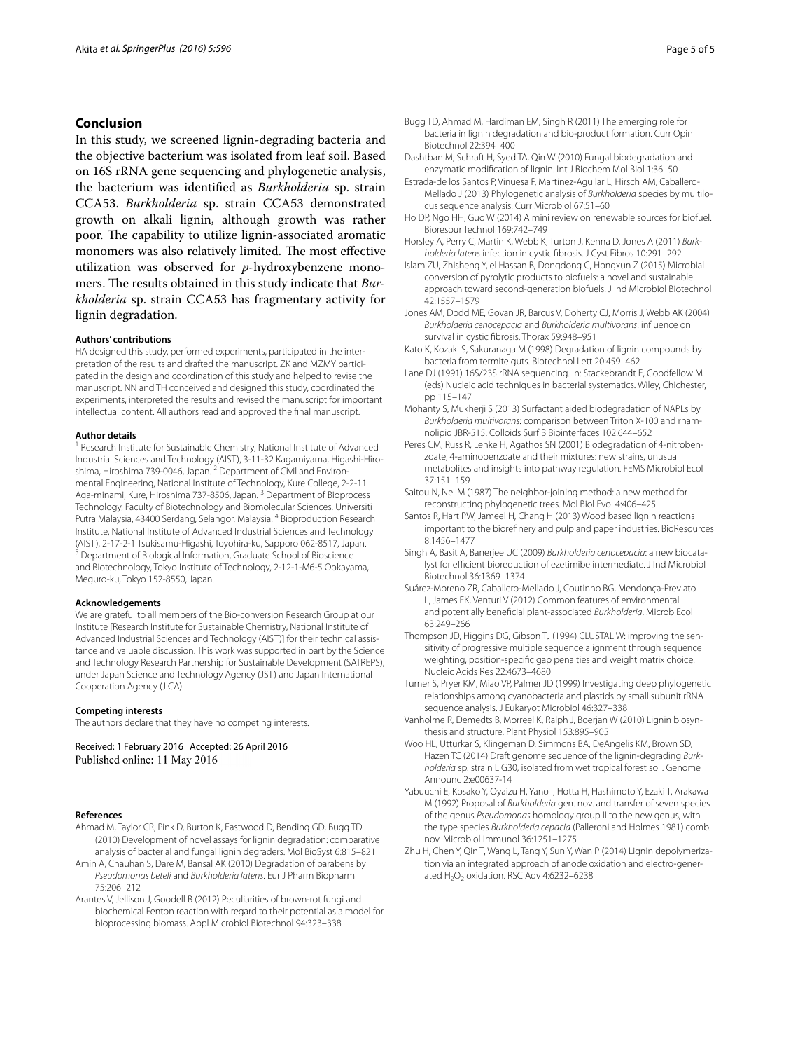## Conclusion

In this study, we screened lignin-degrading bacteria and the objective bacterium was isolated from leaf soil. Based on 16S rRNA gene sequencing and phylogenetic analysis, the bacterium was identified as *Burkholderia* sp. strain CCA53. *Burkholderia* sp. strain CCA53 demonstrated growth on alkali lignin, although growth was rather poor. The capability to utilize lignin-associated aromatic monomers was also relatively limited. The most effective utilization was observed for *p*-hydroxybenzene monomers. The results obtained in this study indicate that *Burkholderia* sp. strain CCA53 has fragmentary activity for lignin degradation.

#### Authors' contributions

HA designed this study, performed experiments, participated in the interpretation of the results and drafted the manuscript. ZK and MZMY participated in the design and coordination of this study and helped to revise the manuscript. NN and TH conceived and designed this study, coordinated the experiments, interpreted the results and revised the manuscript for important intellectual content. All authors read and approved the final manuscript.

#### Author details

[1] Research Institute for Sustainable Chemistry, National Institute of Advanced Industrial Sciences and Technology (AIST), 3-11-32 Kagamiyama, Higashi-Hiroshima, Hiroshima 739-0046, Japan. [2] Department of Civil and Environmental Engineering, National Institute of Technology, Kure College, 2-2-11 Aga-minami, Kure, Hiroshima 737-8506, Japan. [3] Department of Bioprocess Technology, Faculty of Biotechnology and Biomolecular Sciences, Universiti Putra Malaysia, 43400 Serdang, Selangor, Malaysia. [4] Bioproduction Research Institute, National Institute of Advanced Industrial Sciences and Technology (AIST), 2-17-2-1 Tsukisamu-Higashi, Toyohira-ku, Sapporo 062-8517, Japan. [5] Department of Biological Information, Graduate School of Bioscience and Biotechnology, Tokyo Institute of Technology, 2-12-1-M6-5 Ookayama, Meguro-ku, Tokyo 152-8550, Japan.

#### Acknowledgements

We are grateful to all members of the Bio-conversion Research Group at our Institute [Research Institute for Sustainable Chemistry, National Institute of Advanced Industrial Sciences and Technology (AIST)] for their technical assistance and valuable discussion. This work was supported in part by the Science and Technology Research Partnership for Sustainable Development (SATREPS), under Japan Science and Technology Agency (JST) and Japan International Cooperation Agency (JICA).

#### Competing interests

The authors declare that they have no competing interests.

Received: 1 February 2016 Accepted: 26 April 2016
Published online: 11 May 2016

#### References

- Ahmad M, Taylor CR, Pink D, Burton K, Eastwood D, Bending GD, Bugg TD (2010) Development of novel assays for lignin degradation: comparative analysis of bacterial and fungal lignin degraders. Mol BioSyst 6:815–821
- Amin A, Chauhan S, Dare M, Bansal AK (2010) Degradation of parabens by *Pseudomonas beteli* and *Burkholderia latens*. Eur J Pharm Biopharm 75:206–212
- Arantes V, Jellison J, Goodell B (2012) Peculiarities of brown-rot fungi and biochemical Fenton reaction with regard to their potential as a model for bioprocessing biomass. Appl Microbiol Biotechnol 94:323–338
- Bugg TD, Ahmad M, Hardiman EM, Singh R (2011) The emerging role for bacteria in lignin degradation and bio-product formation. Curr Opin Biotechnol 22:394–400
- Dashtban M, Schraft H, Syed TA, Qin W (2010) Fungal biodegradation and enzymatic modification of lignin. Int J Biochem Mol Biol 1:36–50
- Estrada-de los Santos P, Vinuesa P, Martínez-Aguilar L, Hirsch AM, Caballero-Mellado J (2013) Phylogenetic analysis of *Burkholderia* species by multilocus sequence analysis. Curr Microbiol 67:51–60
- Ho DP, Ngo HH, Guo W (2014) A mini review on renewable sources for biofuel. Bioresour Technol 169:742–749
- Horsley A, Perry C, Martin K, Webb K, Turton J, Kenna D, Jones A (2011) *Burkholderia latens* infection in cystic fibrosis. J Cyst Fibros 10:291–292
- Islam ZU, Zhisheng Y, el Hassan B, Dongdong C, Hongxun Z (2015) Microbial conversion of pyrolytic products to biofuels: a novel and sustainable approach toward second-generation biofuels. J Ind Microbiol Biotechnol 42:1557–1579
- Jones AM, Dodd ME, Govan JR, Barcus V, Doherty CJ, Morris J, Webb AK (2004) *Burkholderia cenocepacia* and *Burkholderia multivorans*: influence on survival in cystic fibrosis. Thorax 59:948–951
- Kato K, Kozaki S, Sakuranaga M (1998) Degradation of lignin compounds by bacteria from termite guts. Biotechnol Lett 20:459–462
- Lane DJ (1991) 16S/23S rRNA sequencing. In: Stackebrandt E, Goodfellow M (eds) Nucleic acid techniques in bacterial systematics. Wiley, Chichester, pp 115–147
- Mohanty S, Mukherji S (2013) Surfactant aided biodegradation of NAPLs by *Burkholderia multivorans*: comparison between Triton X-100 and rhamnolipid JBR-515. Colloids Surf B Biointerfaces 102:644–652
- Peres CM, Russ R, Lenke H, Agathos SN (2001) Biodegradation of 4-nitrobenzoate, 4-aminobenzoate and their mixtures: new strains, unusual metabolites and insights into pathway regulation. FEMS Microbiol Ecol 37:151–159
- Saitou N, Nei M (1987) The neighbor-joining method: a new method for reconstructing phylogenetic trees. Mol Biol Evol 4:406–425
- Santos R, Hart PW, Jameel H, Chang H (2013) Wood based lignin reactions important to the biorefinery and pulp and paper industries. BioResources 8:1456–1477
- Singh A, Basit A, Banerjee UC (2009) *Burkholderia cenocepacia*: a new biocatalyst for efficient bioreduction of ezetimibe intermediate. J Ind Microbiol Biotechnol 36:1369–1374
- Suárez-Moreno ZR, Caballero-Mellado J, Coutinho BG, Mendonça-Previato L, James EK, Venturi V (2012) Common features of environmental and potentially beneficial plant-associated *Burkholderia*. Microb Ecol 63:249–266
- Thompson JD, Higgins DG, Gibson TJ (1994) CLUSTAL W: improving the sensitivity of progressive multiple sequence alignment through sequence weighting, position-specific gap penalties and weight matrix choice. Nucleic Acids Res 22:4673–4680
- Turner S, Pryer KM, Miao VP, Palmer JD (1999) Investigating deep phylogenetic relationships among cyanobacteria and plastids by small subunit rRNA sequence analysis. J Eukaryot Microbiol 46:327–338
- Vanholme R, Demedts B, Morreel K, Ralph J, Boerjan W (2010) Lignin biosynthesis and structure. Plant Physiol 153:895–905
- Woo HL, Utturkar S, Klingeman D, Simmons BA, DeAngelis KM, Brown SD, Hazen TC (2014) Draft genome sequence of the lignin-degrading *Burkholderia* sp. strain LIG30, isolated from wet tropical forest soil. Genome Announc 2:e00637-14
- Yabuuchi E, Kosako Y, Oyaizu H, Yano I, Hotta H, Hashimoto Y, Ezaki T, Arakawa M (1992) Proposal of *Burkholderia* gen. nov. and transfer of seven species of the genus *Pseudomonas* homology group II to the new genus, with the type species *Burkholderia cepacia* (Palleroni and Holmes 1981) comb. nov. Microbiol Immunol 36:1251–1275
- Zhu H, Chen Y, Qin T, Wang L, Tang Y, Sun Y, Wan P (2014) Lignin depolymerization via an integrated approach of anode oxidation and electro-generated $H_2O_2$ oxidation. RSC Adv 4:6232–6238